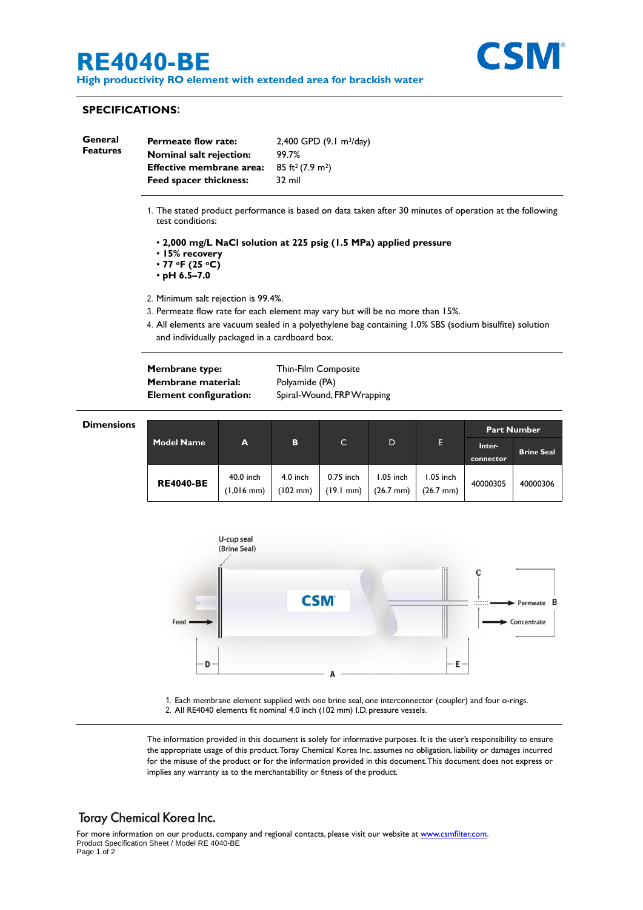# RE4040-BE

**High productivity RO element with extended area for brackish water**

CSM

## SPECIFICATIONS:

**General Features**

| | |
|---|---|
| **Permeate flow rate:** | 2,400 GPD (9.1 $m^3$/day) |
| **Nominal salt rejection:** | 99.7% |
| **Effective membrane area:** | 85 $ft^2$ (7.9 $m^2$) |
| **Feed spacer thickness:** | 32 mil |

1. The stated product performance is based on data taken after 30 minutes of operation at the following test conditions:

   - **2,000 mg/L NaCl solution at 225 psig (1.5 MPa) applied pressure**
   - **15% recovery**
   - **77 °F (25 °C)**
   - **pH 6.5–7.0**

2. Minimum salt rejection is 99.4%.
3. Permeate flow rate for each element may vary but will be no more than 15%.
4. All elements are vacuum sealed in a polyethylene bag containing 1.0% SBS (sodium bisulfite) solution and individually packaged in a cardboard box.

| | |
|---|---|
| **Membrane type:** | Thin-Film Composite |
| **Membrane material:** | Polyamide (PA) |
| **Element configuration:** | Spiral-Wound, FRP Wrapping |

**Dimensions**

| Model Name | A | B | C | D | E | Part Number | |
|---|---|---|---|---|---|---|---|
| | | | | | | Inter-connector | Brine Seal |
| **RE4040-BE** | 40.0 inch (1,016 mm) | 4.0 inch (102 mm) | 0.75 inch (19.1 mm) | 1.05 inch (26.7 mm) | 1.05 inch (26.7 mm) | 40000305 | 40000306 |

U-cup seal (Brine Seal)

Feed → Permeate B, Concentrate; C; D; E; A

1. Each membrane element supplied with one brine seal, one interconnector (coupler) and four o-rings.
2. All RE4040 elements fit nominal 4.0 inch (102 mm) I.D. pressure vessels.

The information provided in this document is solely for informative purposes. It is the user's responsibility to ensure the appropriate usage of this product. Toray Chemical Korea Inc. assumes no obligation, liability or damages incurred for the misuse of the product or for the information provided in this document. This document does not express or implies any warranty as to the merchantability or fitness of the product.

**Toray Chemical Korea Inc.**

For more information on our products, company and regional contacts, please visit our website at www.csmfilter.com.
Product Specification Sheet / Model RE 4040-BE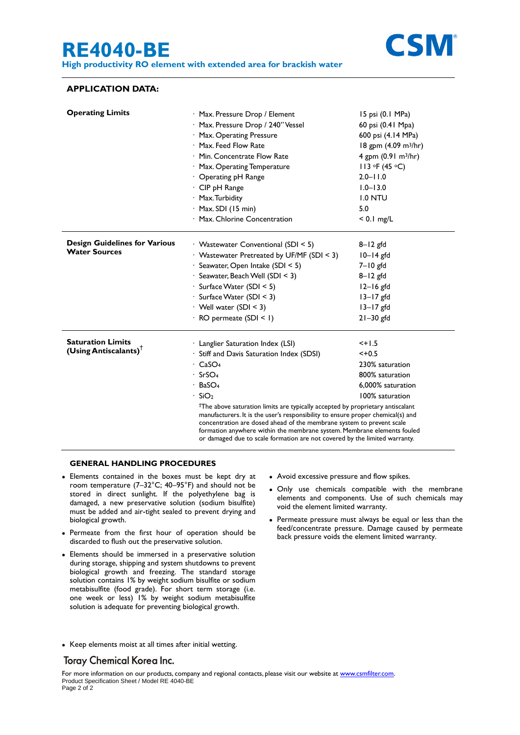# RE4040-BE

**High productivity RO element with extended area for brackish water**

CSM

### APPLICATION DATA:

| | | |
|---|---|---|
| **Operating Limits** | · Max. Pressure Drop / Element | 15 psi (0.1 MPa) |
| | · Max. Pressure Drop / 240" Vessel | 60 psi (0.41 Mpa) |
| | · Max. Operating Pressure | 600 psi (4.14 MPa) |
| | · Max. Feed Flow Rate | 18 gpm (4.09 $m^3$/hr) |
| | · Min. Concentrate Flow Rate | 4 gpm (0.91 $m^3$/hr) |
| | · Max. Operating Temperature | 113 °F (45 °C) |
| | · Operating pH Range | 2.0–11.0 |
| | · CIP pH Range | 1.0–13.0 |
| | · Max. Turbidity | 1.0 NTU |
| | · Max. SDI (15 min) | 5.0 |
| | · Max. Chlorine Concentration | < 0.1 mg/L |
| **Design Guidelines for Various Water Sources** | · Wastewater Conventional (SDI < 5) | 8–12 gfd |
| | · Wastewater Pretreated by UF/MF (SDI < 3) | 10–14 gfd |
| | · Seawater, Open Intake (SDI < 5) | 7–10 gfd |
| | · Seawater, Beach Well (SDI < 3) | 8–12 gfd |
| | · Surface Water (SDI < 5) | 12–16 gfd |
| | · Surface Water (SDI < 3) | 13–17 gfd |
| | · Well water (SDI < 3) | 13–17 gfd |
| | · RO permeate (SDI < 1) | 21–30 gfd |
| **Saturation Limits (Using Antiscalants)**† | · Langlier Saturation Index (LSI) | <+1.5 |
| | · Stiff and Davis Saturation Index (SDSI) | <+0.5 |
| | · $CaSO_4$ | 230% saturation |
| | · $SrSO_4$ | 800% saturation |
| | · $BaSO_4$ | 6,000% saturation |
| | · $SiO_2$ | 100% saturation |

†The above saturation limits are typically accepted by proprietary antiscalant manufacturers. It is the user's responsibility to ensure proper chemical(s) and concentration are dosed ahead of the membrane system to prevent scale formation anywhere within the membrane system. Membrane elements fouled or damaged due to scale formation are not covered by the limited warranty.

### GENERAL HANDLING PROCEDURES

- Elements contained in the boxes must be kept dry at room temperature (7–32°C; 40–95°F) and should not be stored in direct sunlight. If the polyethylene bag is damaged, a new preservative solution (sodium bisulfite) must be added and air-tight sealed to prevent drying and biological growth.
- Permeate from the first hour of operation should be discarded to flush out the preservative solution.
- Elements should be immersed in a preservative solution during storage, shipping and system shutdowns to prevent biological growth and freezing. The standard storage solution contains 1% by weight sodium bisulfite or sodium metabisulfite (food grade). For short term storage (i.e. one week or less) 1% by weight sodium metabisulfite solution is adequate for preventing biological growth.
- Avoid excessive pressure and flow spikes.
- Only use chemicals compatible with the membrane elements and components. Use of such chemicals may void the element limited warranty.
- Permeate pressure must always be equal or less than the feed/concentrate pressure. Damage caused by permeate back pressure voids the element limited warranty.
- Keep elements moist at all times after initial wetting.

Toray Chemical Korea Inc.

For more information on our products, company and regional contacts, please visit our website at www.csmfilter.com.
Product Specification Sheet / Model RE 4040-BE